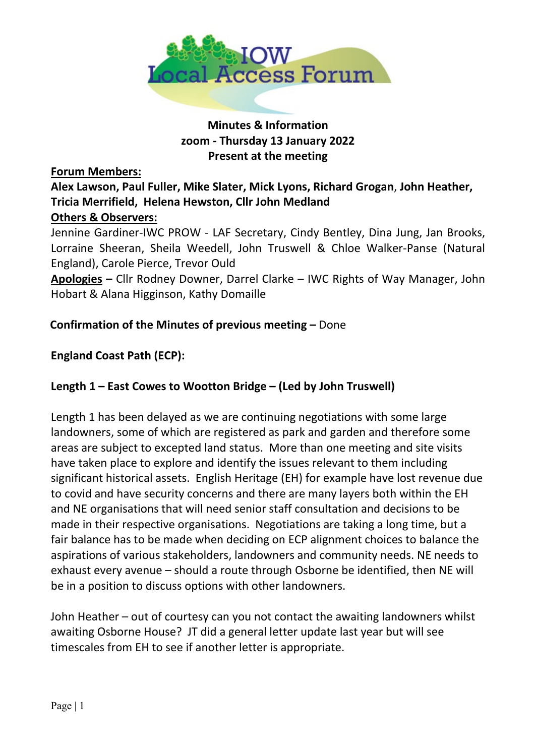**Minutes & Information**
**zoom - Thursday 13 January 2022**
**Present at the meeting**

**Forum Members:**

**Alex Lawson, Paul Fuller, Mike Slater, Mick Lyons, Richard Grogan, John Heather, Tricia Merrifield, Helena Hewston, Cllr John Medland**

**Others & Observers:**

Jennine Gardiner-IWC PROW - LAF Secretary, Cindy Bentley, Dina Jung, Jan Brooks, Lorraine Sheeran, Sheila Weedell, John Truswell & Chloe Walker-Panse (Natural England), Carole Pierce, Trevor Ould

**Apologies –** Cllr Rodney Downer, Darrel Clarke – IWC Rights of Way Manager, John Hobart & Alana Higginson, Kathy Domaille

**Confirmation of the Minutes of previous meeting –** Done

**England Coast Path (ECP):**

**Length 1 – East Cowes to Wootton Bridge – (Led by John Truswell)**

Length 1 has been delayed as we are continuing negotiations with some large landowners, some of which are registered as park and garden and therefore some areas are subject to excepted land status. More than one meeting and site visits have taken place to explore and identify the issues relevant to them including significant historical assets. English Heritage (EH) for example have lost revenue due to covid and have security concerns and there are many layers both within the EH and NE organisations that will need senior staff consultation and decisions to be made in their respective organisations. Negotiations are taking a long time, but a fair balance has to be made when deciding on ECP alignment choices to balance the aspirations of various stakeholders, landowners and community needs. NE needs to exhaust every avenue – should a route through Osborne be identified, then NE will be in a position to discuss options with other landowners.

John Heather – out of courtesy can you not contact the awaiting landowners whilst awaiting Osborne House? JT did a general letter update last year but will see timescales from EH to see if another letter is appropriate.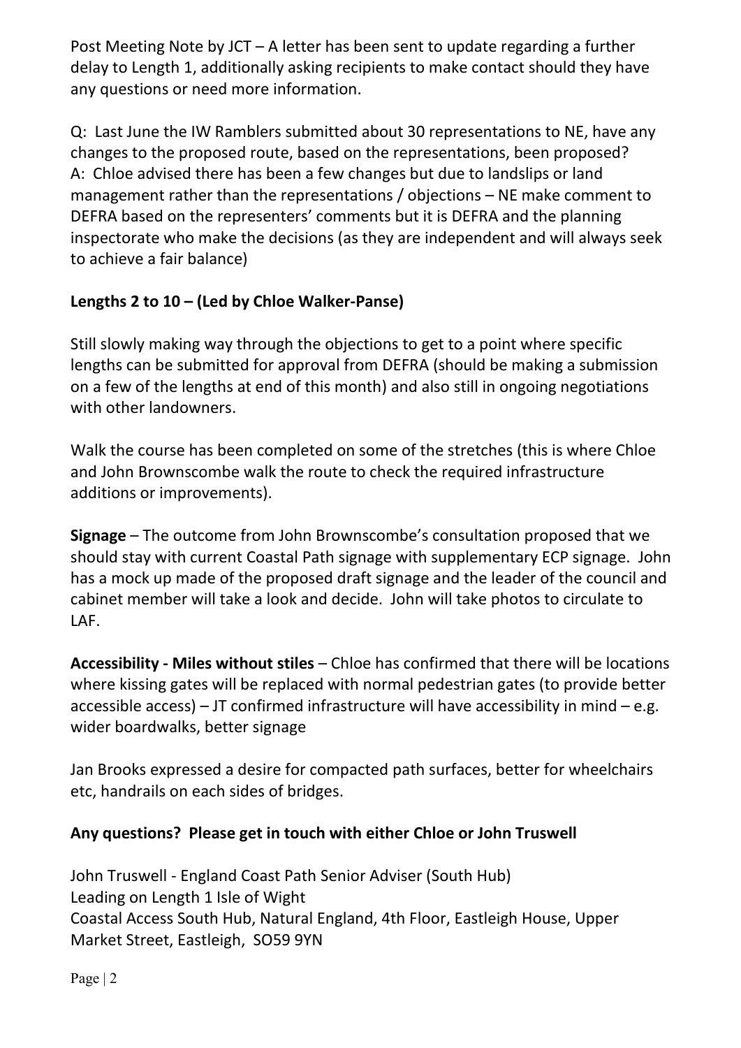Post Meeting Note by JCT – A letter has been sent to update regarding a further delay to Length 1, additionally asking recipients to make contact should they have any questions or need more information.

Q: Last June the IW Ramblers submitted about 30 representations to NE, have any changes to the proposed route, based on the representations, been proposed?
A: Chloe advised there has been a few changes but due to landslips or land management rather than the representations / objections – NE make comment to DEFRA based on the representers' comments but it is DEFRA and the planning inspectorate who make the decisions (as they are independent and will always seek to achieve a fair balance)

**Lengths 2 to 10 – (Led by Chloe Walker-Panse)**

Still slowly making way through the objections to get to a point where specific lengths can be submitted for approval from DEFRA (should be making a submission on a few of the lengths at end of this month) and also still in ongoing negotiations with other landowners.

Walk the course has been completed on some of the stretches (this is where Chloe and John Brownscombe walk the route to check the required infrastructure additions or improvements).

**Signage** – The outcome from John Brownscombe's consultation proposed that we should stay with current Coastal Path signage with supplementary ECP signage. John has a mock up made of the proposed draft signage and the leader of the council and cabinet member will take a look and decide. John will take photos to circulate to LAF.

**Accessibility - Miles without stiles** – Chloe has confirmed that there will be locations where kissing gates will be replaced with normal pedestrian gates (to provide better accessible access) – JT confirmed infrastructure will have accessibility in mind – e.g. wider boardwalks, better signage

Jan Brooks expressed a desire for compacted path surfaces, better for wheelchairs etc, handrails on each sides of bridges.

**Any questions? Please get in touch with either Chloe or John Truswell**

John Truswell - England Coast Path Senior Adviser (South Hub)
Leading on Length 1 Isle of Wight
Coastal Access South Hub, Natural England, 4th Floor, Eastleigh House, Upper Market Street, Eastleigh, SO59 9YN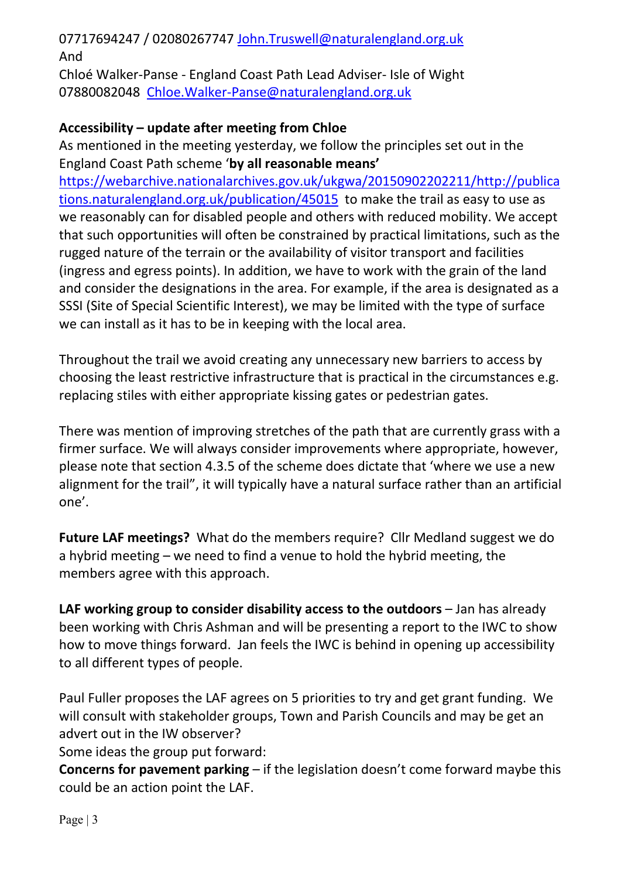07717694247 / 02080267747 [John.Truswell@naturalengland.org.uk](mailto:John.Truswell@naturalengland.org.uk)
And
Chloé Walker-Panse - England Coast Path Lead Adviser- Isle of Wight
07880082048 [Chloe.Walker-Panse@naturalengland.org.uk](mailto:Chloe.Walker-Panse@naturalengland.org.uk)

**Accessibility – update after meeting from Chloe**
As mentioned in the meeting yesterday, we follow the principles set out in the England Coast Path scheme '**by all reasonable means'** [https://webarchive.nationalarchives.gov.uk/ukgwa/20150902202211/http://publications.naturalengland.org.uk/publication/45015](https://webarchive.nationalarchives.gov.uk/ukgwa/20150902202211/http://publications.naturalengland.org.uk/publication/45015) to make the trail as easy to use as we reasonably can for disabled people and others with reduced mobility. We accept that such opportunities will often be constrained by practical limitations, such as the rugged nature of the terrain or the availability of visitor transport and facilities (ingress and egress points). In addition, we have to work with the grain of the land and consider the designations in the area. For example, if the area is designated as a SSSI (Site of Special Scientific Interest), we may be limited with the type of surface we can install as it has to be in keeping with the local area.

Throughout the trail we avoid creating any unnecessary new barriers to access by choosing the least restrictive infrastructure that is practical in the circumstances e.g. replacing stiles with either appropriate kissing gates or pedestrian gates.

There was mention of improving stretches of the path that are currently grass with a firmer surface. We will always consider improvements where appropriate, however, please note that section 4.3.5 of the scheme does dictate that 'where we use a new alignment for the trail", it will typically have a natural surface rather than an artificial one'.

**Future LAF meetings?** What do the members require? Cllr Medland suggest we do a hybrid meeting – we need to find a venue to hold the hybrid meeting, the members agree with this approach.

**LAF working group to consider disability access to the outdoors** – Jan has already been working with Chris Ashman and will be presenting a report to the IWC to show how to move things forward. Jan feels the IWC is behind in opening up accessibility to all different types of people.

Paul Fuller proposes the LAF agrees on 5 priorities to try and get grant funding. We will consult with stakeholder groups, Town and Parish Councils and may be get an advert out in the IW observer?
Some ideas the group put forward:
**Concerns for pavement parking** – if the legislation doesn't come forward maybe this could be an action point the LAF.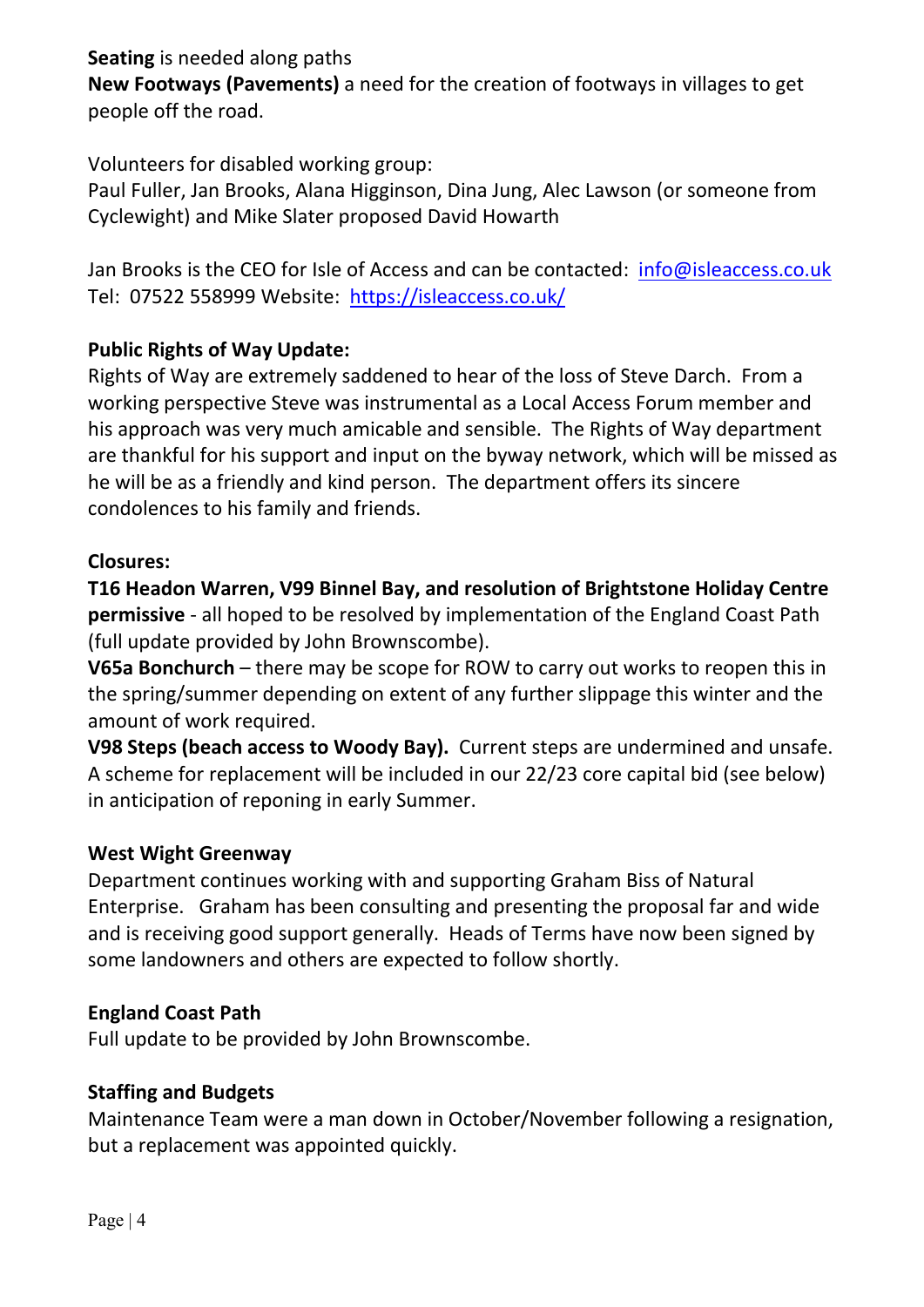**Seating** is needed along paths

**New Footways (Pavements)** a need for the creation of footways in villages to get people off the road.

Volunteers for disabled working group:
Paul Fuller, Jan Brooks, Alana Higginson, Dina Jung, Alec Lawson (or someone from Cyclewight) and Mike Slater proposed David Howarth

Jan Brooks is the CEO for Isle of Access and can be contacted: info@isleaccess.co.uk
Tel: 07522 558999 Website: https://isleaccess.co.uk/

**Public Rights of Way Update:**

Rights of Way are extremely saddened to hear of the loss of Steve Darch. From a working perspective Steve was instrumental as a Local Access Forum member and his approach was very much amicable and sensible. The Rights of Way department are thankful for his support and input on the byway network, which will be missed as he will be as a friendly and kind person. The department offers its sincere condolences to his family and friends.

**Closures:**

**T16 Headon Warren, V99 Binnel Bay, and resolution of Brightstone Holiday Centre permissive** - all hoped to be resolved by implementation of the England Coast Path (full update provided by John Brownscombe).

**V65a Bonchurch** – there may be scope for ROW to carry out works to reopen this in the spring/summer depending on extent of any further slippage this winter and the amount of work required.

**V98 Steps (beach access to Woody Bay).** Current steps are undermined and unsafe. A scheme for replacement will be included in our 22/23 core capital bid (see below) in anticipation of reponing in early Summer.

**West Wight Greenway**

Department continues working with and supporting Graham Biss of Natural Enterprise. Graham has been consulting and presenting the proposal far and wide and is receiving good support generally. Heads of Terms have now been signed by some landowners and others are expected to follow shortly.

**England Coast Path**

Full update to be provided by John Brownscombe.

**Staffing and Budgets**

Maintenance Team were a man down in October/November following a resignation, but a replacement was appointed quickly.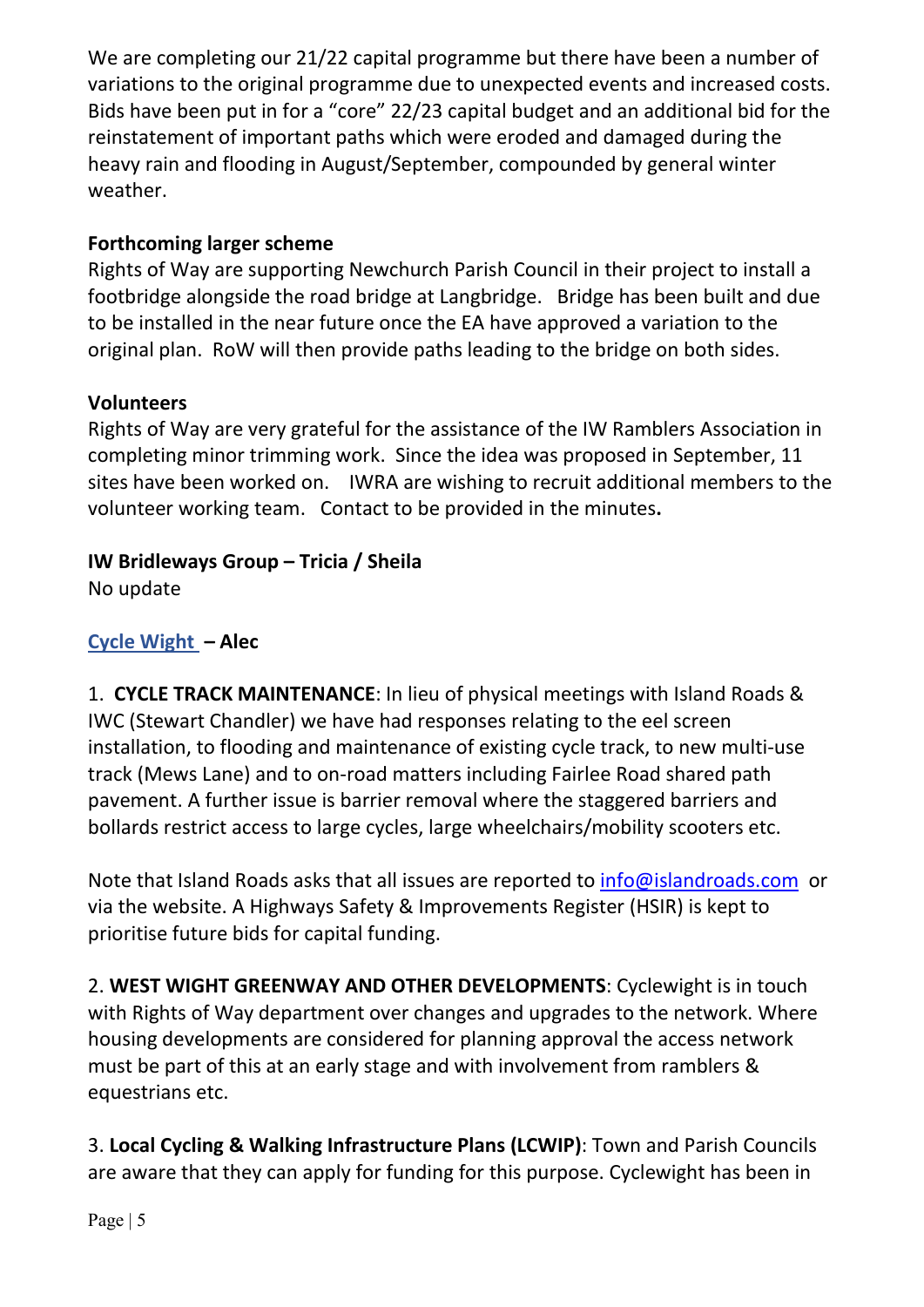We are completing our 21/22 capital programme but there have been a number of variations to the original programme due to unexpected events and increased costs. Bids have been put in for a "core" 22/23 capital budget and an additional bid for the reinstatement of important paths which were eroded and damaged during the heavy rain and flooding in August/September, compounded by general winter weather.

**Forthcoming larger scheme**

Rights of Way are supporting Newchurch Parish Council in their project to install a footbridge alongside the road bridge at Langbridge. Bridge has been built and due to be installed in the near future once the EA have approved a variation to the original plan. RoW will then provide paths leading to the bridge on both sides.

**Volunteers**

Rights of Way are very grateful for the assistance of the IW Ramblers Association in completing minor trimming work. Since the idea was proposed in September, 11 sites have been worked on. IWRA are wishing to recruit additional members to the volunteer working team. Contact to be provided in the minutes**.**

**IW Bridleways Group – Tricia / Sheila**

No update

**Cycle Wight – Alec**

1. **CYCLE TRACK MAINTENANCE**: In lieu of physical meetings with Island Roads & IWC (Stewart Chandler) we have had responses relating to the eel screen installation, to flooding and maintenance of existing cycle track, to new multi-use track (Mews Lane) and to on-road matters including Fairlee Road shared path pavement. A further issue is barrier removal where the staggered barriers and bollards restrict access to large cycles, large wheelchairs/mobility scooters etc.

Note that Island Roads asks that all issues are reported to info@islandroads.com or via the website. A Highways Safety & Improvements Register (HSIR) is kept to prioritise future bids for capital funding.

2. **WEST WIGHT GREENWAY AND OTHER DEVELOPMENTS**: Cyclewight is in touch with Rights of Way department over changes and upgrades to the network. Where housing developments are considered for planning approval the access network must be part of this at an early stage and with involvement from ramblers & equestrians etc.

3. **Local Cycling & Walking Infrastructure Plans (LCWIP)**: Town and Parish Councils are aware that they can apply for funding for this purpose. Cyclewight has been in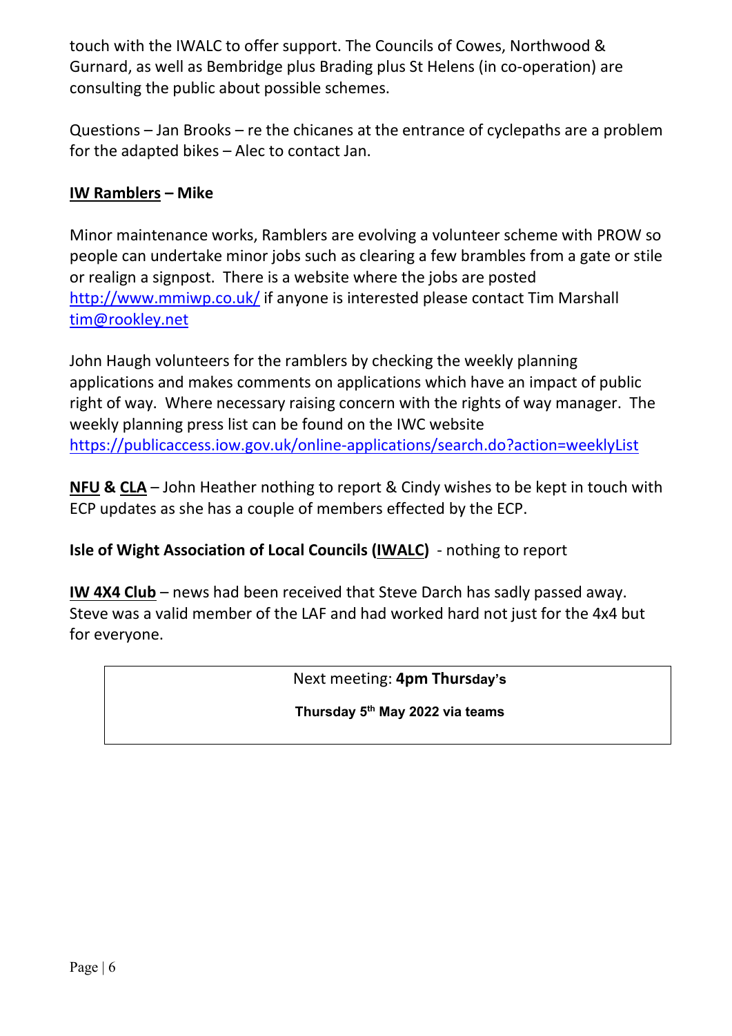touch with the IWALC to offer support. The Councils of Cowes, Northwood & Gurnard, as well as Bembridge plus Brading plus St Helens (in co-operation) are consulting the public about possible schemes.

Questions – Jan Brooks – re the chicanes at the entrance of cyclepaths are a problem for the adapted bikes – Alec to contact Jan.

**IW Ramblers – Mike**

Minor maintenance works, Ramblers are evolving a volunteer scheme with PROW so people can undertake minor jobs such as clearing a few brambles from a gate or stile or realign a signpost. There is a website where the jobs are posted http://www.mmiwp.co.uk/ if anyone is interested please contact Tim Marshall tim@rookley.net

John Haugh volunteers for the ramblers by checking the weekly planning applications and makes comments on applications which have an impact of public right of way. Where necessary raising concern with the rights of way manager. The weekly planning press list can be found on the IWC website https://publicaccess.iow.gov.uk/online-applications/search.do?action=weeklyList

**NFU & CLA** – John Heather nothing to report & Cindy wishes to be kept in touch with ECP updates as she has a couple of members effected by the ECP.

**Isle of Wight Association of Local Councils (IWALC)** - nothing to report

**IW 4X4 Club** – news had been received that Steve Darch has sadly passed away. Steve was a valid member of the LAF and had worked hard not just for the 4x4 but for everyone.

Next meeting: **4pm Thursday's**

**Thursday 5th May 2022 via teams**